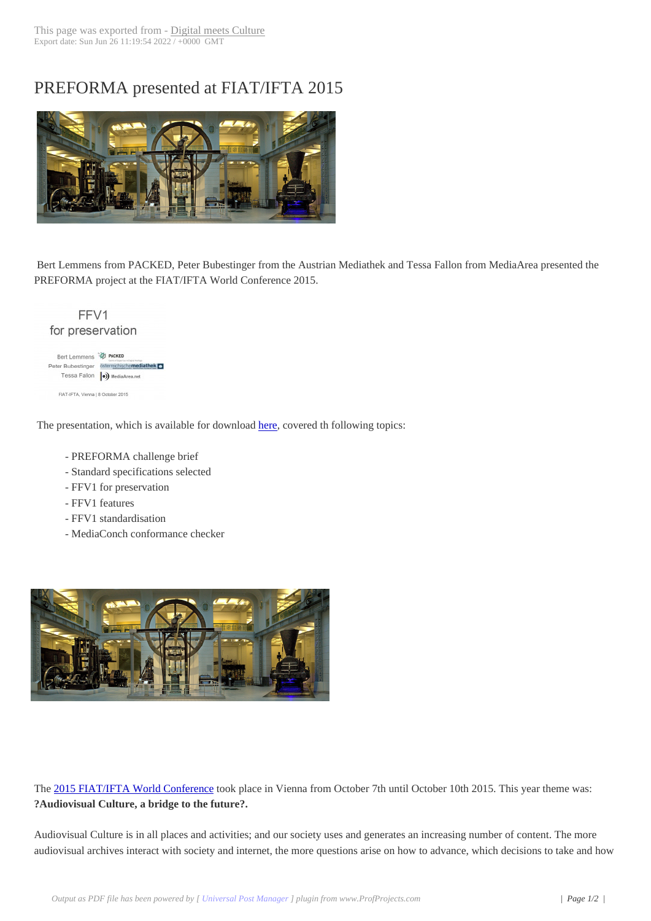# PREFORMA presented at FIAT/IFTA 2015

Bert Lemmens from PACKED, Peter Bubestinger from the Austrian Mediathek and Tessa Fallon from MediaArea presented the PREFORMA project at the FIAT/IFTA World Conference 2015.

The presentation, which is available for download here, covered th following topics:

- PREFORMA challenge brief
- Standard specifications selected
- FFV1 for preservation
- FFV1 features
- FFV1 standardisation
- MediaConch conformance checker

The 2015 FIAT/IFTA World Conference took place in Vienna from October 7th until October 10th 2015. This year theme was: **?Audiovisual Culture, a bridge to the future?.**

Audiovisual Culture is in all places and activities; and our society uses and generates an increasing number of content. The more audiovisual archives interact with society and internet, the more questions arise on how to advance, which decisions to take and how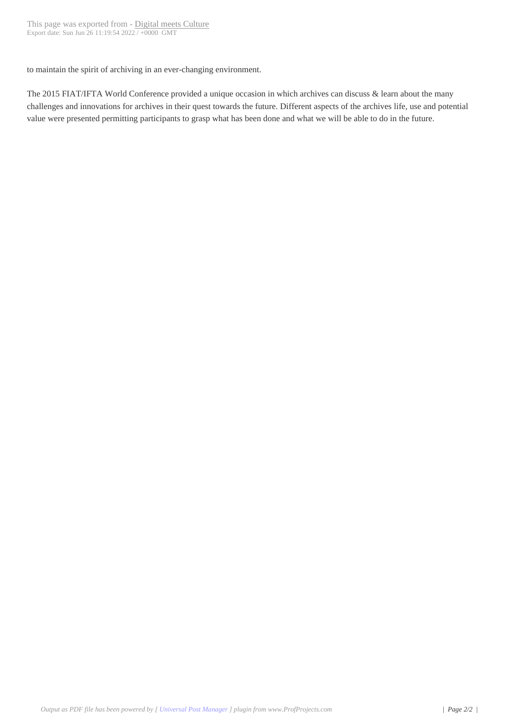to maintain the spirit of archiving in an ever-changing environment.

The 2015 FIAT/IFTA World Conference provided a unique occasion in which archives can discuss & learn about the many challenges and innovations for archives in their quest towards the future. Different aspects of the archives life, use and potential value were presented permitting participants to grasp what has been done and what we will be able to do in the future.